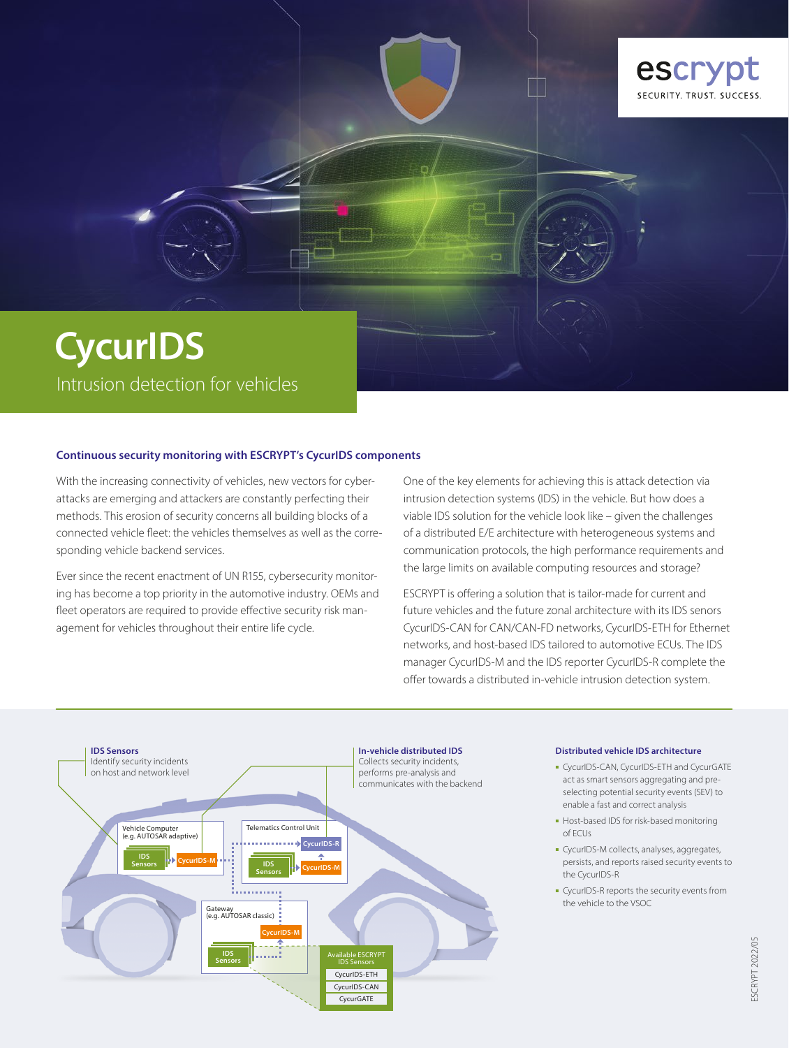# CycurIDS

Intrusion detection for vehicles

### Continuous security monitoring with ESCRYPT's CycurIDS components

With the increasing connectivity of vehicles, new vectors for cyber-attacks are emerging and attackers are constantly perfecting their methods. This erosion of security concerns all building blocks of a connected vehicle fleet: the vehicles themselves as well as the corresponding vehicle backend services.

Ever since the recent enactment of UN R155, cybersecurity monitoring has become a top priority in the automotive industry. OEMs and fleet operators are required to provide effective security risk management for vehicles throughout their entire life cycle.

One of the key elements for achieving this is attack detection via intrusion detection systems (IDS) in the vehicle. But how does a viable IDS solution for the vehicle look like – given the challenges of a distributed E/E architecture with heterogeneous systems and communication protocols, the high performance requirements and the large limits on available computing resources and storage?

ESCRYPT is offering a solution that is tailor-made for current and future vehicles and the future zonal architecture with its IDS senors CycurIDS-CAN for CAN/CAN-FD networks, CycurIDS-ETH for Ethernet networks, and host-based IDS tailored to automotive ECUs. The IDS manager CycurIDS-M and the IDS reporter CycurIDS-R complete the offer towards a distributed in-vehicle intrusion detection system.

**IDS Sensors**
Identify security incidents on host and network level

**In-vehicle distributed IDS**
Collects security incidents, performs pre-analysis and communicates with the backend

Vehicle Computer (e.g. AUTOSAR adaptive): IDS Sensors → CycurIDS-M

Telematics Control Unit: IDS Sensors → CycurIDS-M → CycurIDS-R

Gateway (e.g. AUTOSAR classic): IDS Sensors → CycurIDS-M

Available ESCRYPT IDS Sensors: CycurIDS-ETH, CycurIDS-CAN, CycurGATE

#### Distributed vehicle IDS architecture

- CycurIDS-CAN, CycurIDS-ETH and CycurGATE act as smart sensors aggregating and pre-selecting potential security events (SEV) to enable a fast and correct analysis
- Host-based IDS for risk-based monitoring of ECUs
- CycurIDS-M collects, analyses, aggregates, persists, and reports raised security events to the CycurIDS-R
- CycurIDS-R reports the security events from the vehicle to the VSOC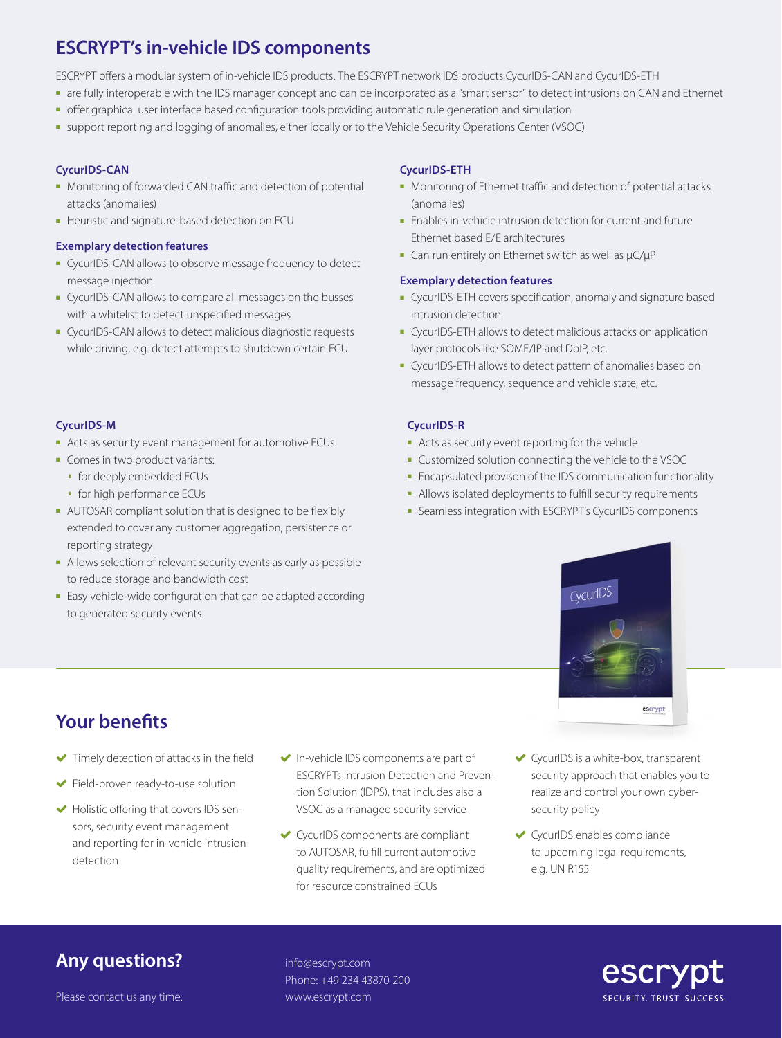## ESCRYPT's in-vehicle IDS components

ESCRYPT offers a modular system of in-vehicle IDS products. The ESCRYPT network IDS products CycurIDS-CAN and CycurIDS-ETH

- are fully interoperable with the IDS manager concept and can be incorporated as a "smart sensor" to detect intrusions on CAN and Ethernet
- offer graphical user interface based configuration tools providing automatic rule generation and simulation
- support reporting and logging of anomalies, either locally or to the Vehicle Security Operations Center (VSOC)

### CycurIDS-CAN

- Monitoring of forwarded CAN traffic and detection of potential attacks (anomalies)
- Heuristic and signature-based detection on ECU

#### Exemplary detection features

- CycurIDS-CAN allows to observe message frequency to detect message injection
- CycurIDS-CAN allows to compare all messages on the busses with a whitelist to detect unspecified messages
- CycurIDS-CAN allows to detect malicious diagnostic requests while driving, e.g. detect attempts to shutdown certain ECU

### CycurIDS-ETH

- Monitoring of Ethernet traffic and detection of potential attacks (anomalies)
- Enables in-vehicle intrusion detection for current and future Ethernet based E/E architectures
- Can run entirely on Ethernet switch as well as µC/µP

#### Exemplary detection features

- CycurIDS-ETH covers specification, anomaly and signature based intrusion detection
- CycurIDS-ETH allows to detect malicious attacks on application layer protocols like SOME/IP and DoIP, etc.
- CycurIDS-ETH allows to detect pattern of anomalies based on message frequency, sequence and vehicle state, etc.

### CycurIDS-M

- Acts as security event management for automotive ECUs
- Comes in two product variants:
  - for deeply embedded ECUs
  - for high performance ECUs
- AUTOSAR compliant solution that is designed to be flexibly extended to cover any customer aggregation, persistence or reporting strategy
- Allows selection of relevant security events as early as possible to reduce storage and bandwidth cost
- Easy vehicle-wide configuration that can be adapted according to generated security events

### CycurIDS-R

- Acts as security event reporting for the vehicle
- Customized solution connecting the vehicle to the VSOC
- Encapsulated provison of the IDS communication functionality
- Allows isolated deployments to fulfill security requirements
- Seamless integration with ESCRYPT's CycurIDS components

## Your benefits

- ✔ Timely detection of attacks in the field
- ✔ Field-proven ready-to-use solution
- ✔ Holistic offering that covers IDS sensors, security event management and reporting for in-vehicle intrusion detection
- ✔ In-vehicle IDS components are part of ESCRYPTs Intrusion Detection and Prevention Solution (IDPS), that includes also a VSOC as a managed security service
- ✔ CycurIDS components are compliant to AUTOSAR, fulfill current automotive quality requirements, and are optimized for resource constrained ECUs
- ✔ CycurIDS is a white-box, transparent security approach that enables you to realize and control your own cybersecurity policy
- ✔ CycurIDS enables compliance to upcoming legal requirements, e.g. UN R155

## Any questions?

Please contact us any time.

info@escrypt.com
Phone: +49 234 43870-200
www.escrypt.com

escrypt
SECURITY. TRUST. SUCCESS.